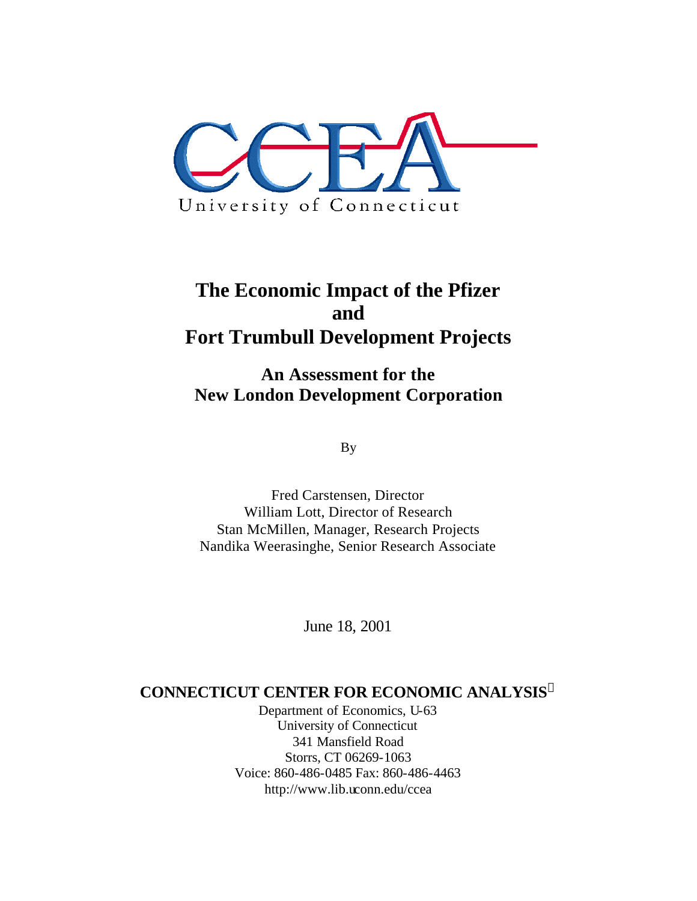CCEA

University of Connecticut

# The Economic Impact of the Pfizer and Fort Trumbull Development Projects

## An Assessment for the New London Development Corporation

By

Fred Carstensen, Director
William Lott, Director of Research
Stan McMillen, Manager, Research Projects
Nandika Weerasinghe, Senior Research Associate

June 18, 2001

**CONNECTICUT CENTER FOR ECONOMIC ANALYSIS**

Department of Economics, U-63
University of Connecticut
341 Mansfield Road
Storrs, CT 06269-1063
Voice: 860-486-0485 Fax: 860-486-4463
http://www.lib.uconn.edu/ccea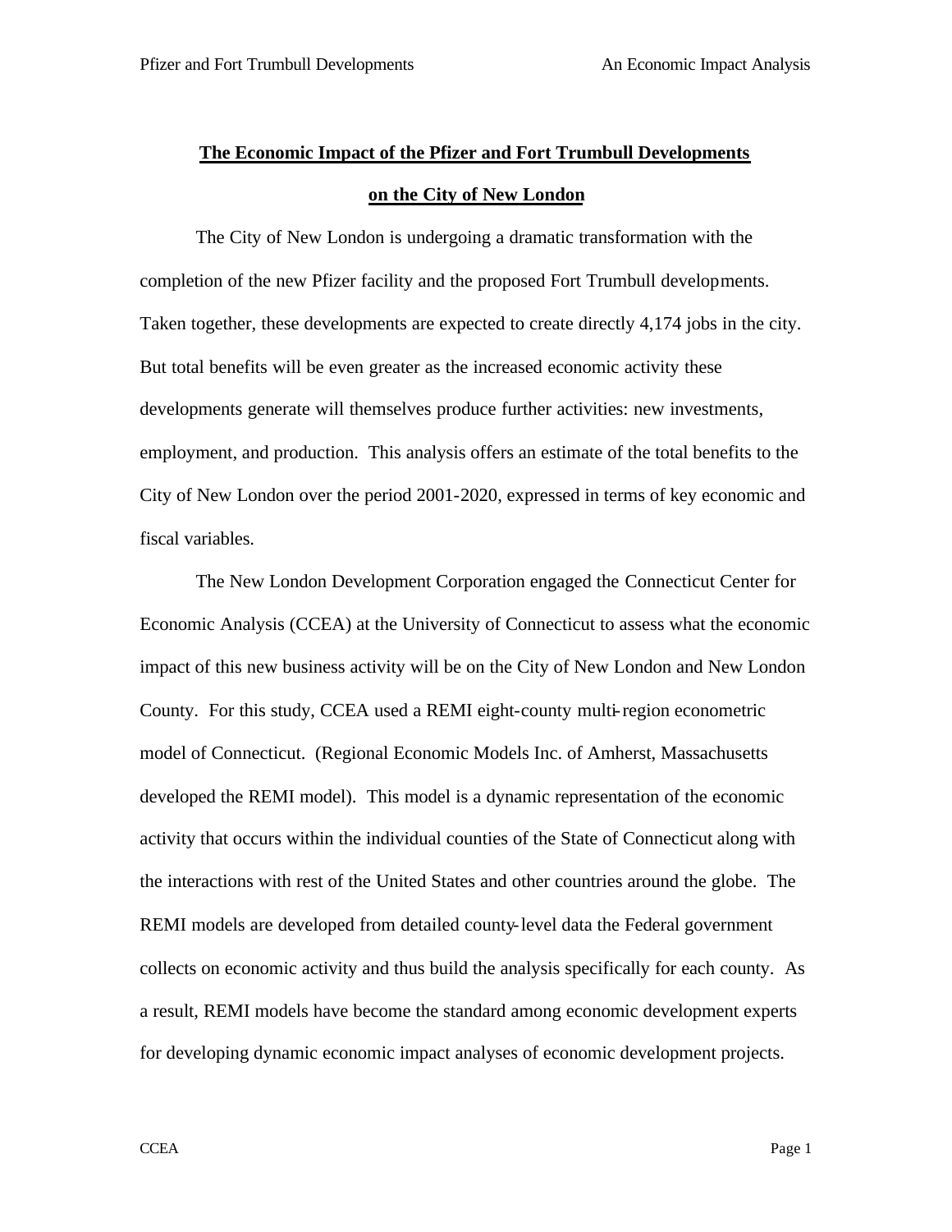## The Economic Impact of the Pfizer and Fort Trumbull Developments on the City of New London

The City of New London is undergoing a dramatic transformation with the completion of the new Pfizer facility and the proposed Fort Trumbull developments. Taken together, these developments are expected to create directly 4,174 jobs in the city. But total benefits will be even greater as the increased economic activity these developments generate will themselves produce further activities: new investments, employment, and production. This analysis offers an estimate of the total benefits to the City of New London over the period 2001-2020, expressed in terms of key economic and fiscal variables.

The New London Development Corporation engaged the Connecticut Center for Economic Analysis (CCEA) at the University of Connecticut to assess what the economic impact of this new business activity will be on the City of New London and New London County. For this study, CCEA used a REMI eight-county multi-region econometric model of Connecticut. (Regional Economic Models Inc. of Amherst, Massachusetts developed the REMI model). This model is a dynamic representation of the economic activity that occurs within the individual counties of the State of Connecticut along with the interactions with rest of the United States and other countries around the globe. The REMI models are developed from detailed county-level data the Federal government collects on economic activity and thus build the analysis specifically for each county. As a result, REMI models have become the standard among economic development experts for developing dynamic economic impact analyses of economic development projects.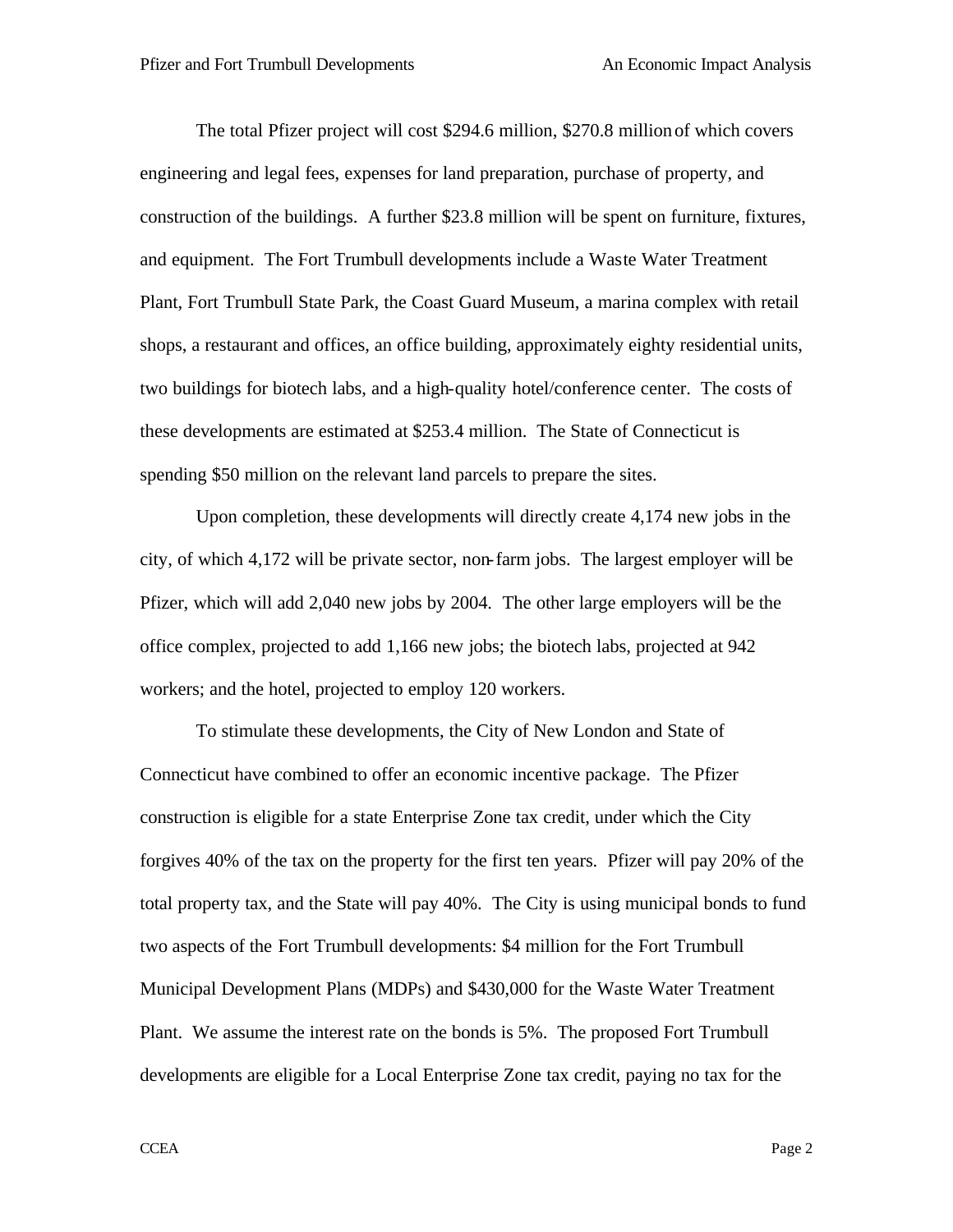The total Pfizer project will cost $294.6 million, $270.8 million of which covers engineering and legal fees, expenses for land preparation, purchase of property, and construction of the buildings. A further $23.8 million will be spent on furniture, fixtures, and equipment. The Fort Trumbull developments include a Waste Water Treatment Plant, Fort Trumbull State Park, the Coast Guard Museum, a marina complex with retail shops, a restaurant and offices, an office building, approximately eighty residential units, two buildings for biotech labs, and a high-quality hotel/conference center. The costs of these developments are estimated at $253.4 million. The State of Connecticut is spending $50 million on the relevant land parcels to prepare the sites.

Upon completion, these developments will directly create 4,174 new jobs in the city, of which 4,172 will be private sector, non-farm jobs. The largest employer will be Pfizer, which will add 2,040 new jobs by 2004. The other large employers will be the office complex, projected to add 1,166 new jobs; the biotech labs, projected at 942 workers; and the hotel, projected to employ 120 workers.

To stimulate these developments, the City of New London and State of Connecticut have combined to offer an economic incentive package. The Pfizer construction is eligible for a state Enterprise Zone tax credit, under which the City forgives 40% of the tax on the property for the first ten years. Pfizer will pay 20% of the total property tax, and the State will pay 40%. The City is using municipal bonds to fund two aspects of the Fort Trumbull developments: $4 million for the Fort Trumbull Municipal Development Plans (MDPs) and $430,000 for the Waste Water Treatment Plant. We assume the interest rate on the bonds is 5%. The proposed Fort Trumbull developments are eligible for a Local Enterprise Zone tax credit, paying no tax for the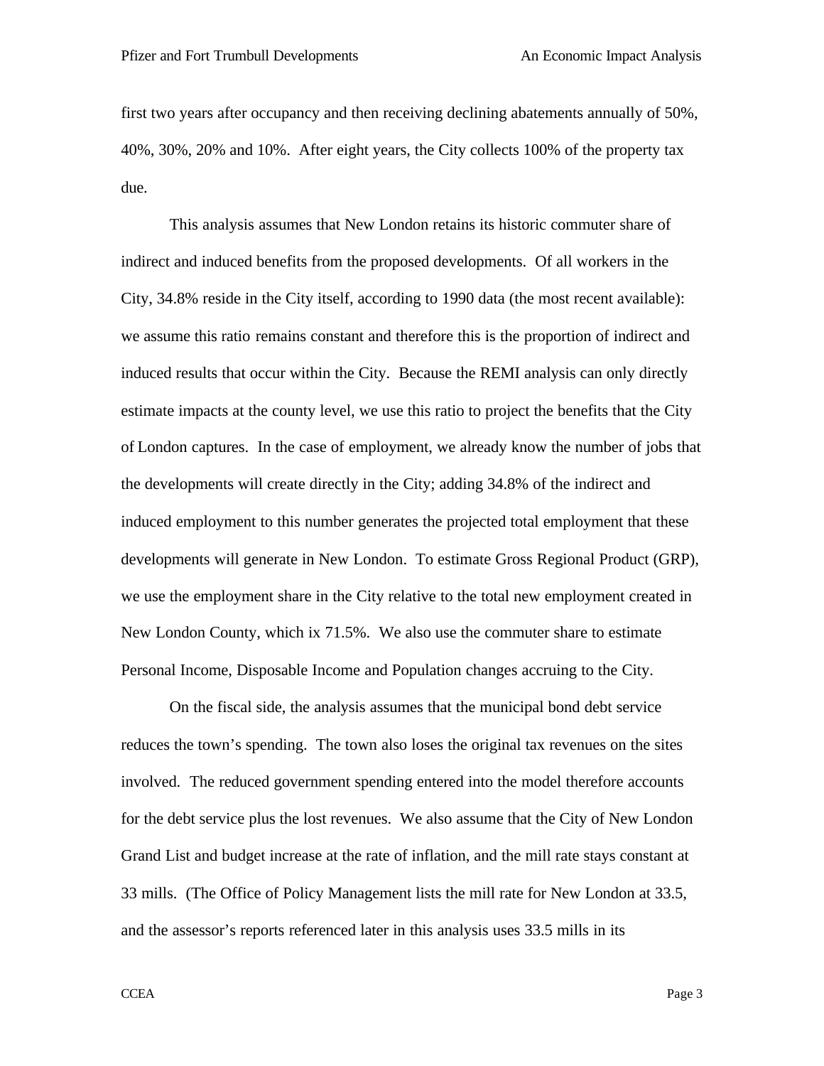first two years after occupancy and then receiving declining abatements annually of 50%, 40%, 30%, 20% and 10%. After eight years, the City collects 100% of the property tax due.

This analysis assumes that New London retains its historic commuter share of indirect and induced benefits from the proposed developments. Of all workers in the City, 34.8% reside in the City itself, according to 1990 data (the most recent available): we assume this ratio remains constant and therefore this is the proportion of indirect and induced results that occur within the City. Because the REMI analysis can only directly estimate impacts at the county level, we use this ratio to project the benefits that the City of London captures. In the case of employment, we already know the number of jobs that the developments will create directly in the City; adding 34.8% of the indirect and induced employment to this number generates the projected total employment that these developments will generate in New London. To estimate Gross Regional Product (GRP), we use the employment share in the City relative to the total new employment created in New London County, which ix 71.5%. We also use the commuter share to estimate Personal Income, Disposable Income and Population changes accruing to the City.

On the fiscal side, the analysis assumes that the municipal bond debt service reduces the town's spending. The town also loses the original tax revenues on the sites involved. The reduced government spending entered into the model therefore accounts for the debt service plus the lost revenues. We also assume that the City of New London Grand List and budget increase at the rate of inflation, and the mill rate stays constant at 33 mills. (The Office of Policy Management lists the mill rate for New London at 33.5, and the assessor's reports referenced later in this analysis uses 33.5 mills in its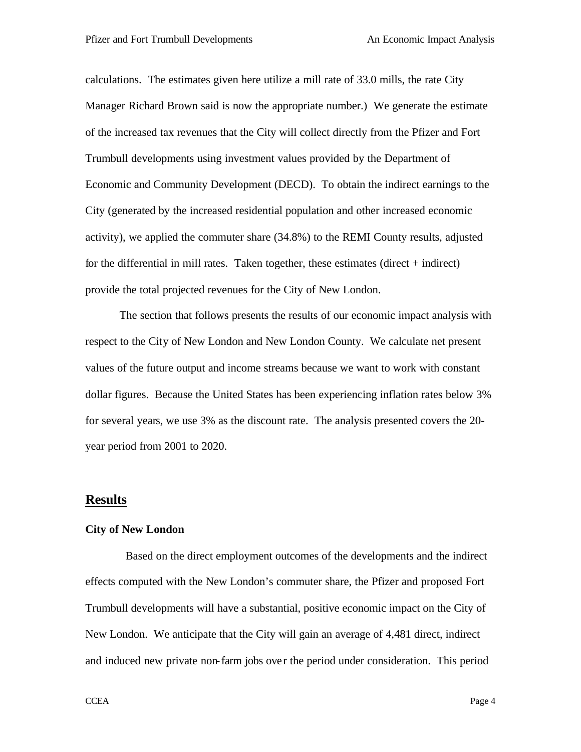calculations. The estimates given here utilize a mill rate of 33.0 mills, the rate City Manager Richard Brown said is now the appropriate number.) We generate the estimate of the increased tax revenues that the City will collect directly from the Pfizer and Fort Trumbull developments using investment values provided by the Department of Economic and Community Development (DECD). To obtain the indirect earnings to the City (generated by the increased residential population and other increased economic activity), we applied the commuter share (34.8%) to the REMI County results, adjusted for the differential in mill rates. Taken together, these estimates (direct + indirect) provide the total projected revenues for the City of New London.

The section that follows presents the results of our economic impact analysis with respect to the City of New London and New London County. We calculate net present values of the future output and income streams because we want to work with constant dollar figures. Because the United States has been experiencing inflation rates below 3% for several years, we use 3% as the discount rate. The analysis presented covers the 20-year period from 2001 to 2020.

## Results

### City of New London

Based on the direct employment outcomes of the developments and the indirect effects computed with the New London's commuter share, the Pfizer and proposed Fort Trumbull developments will have a substantial, positive economic impact on the City of New London. We anticipate that the City will gain an average of 4,481 direct, indirect and induced new private non-farm jobs over the period under consideration. This period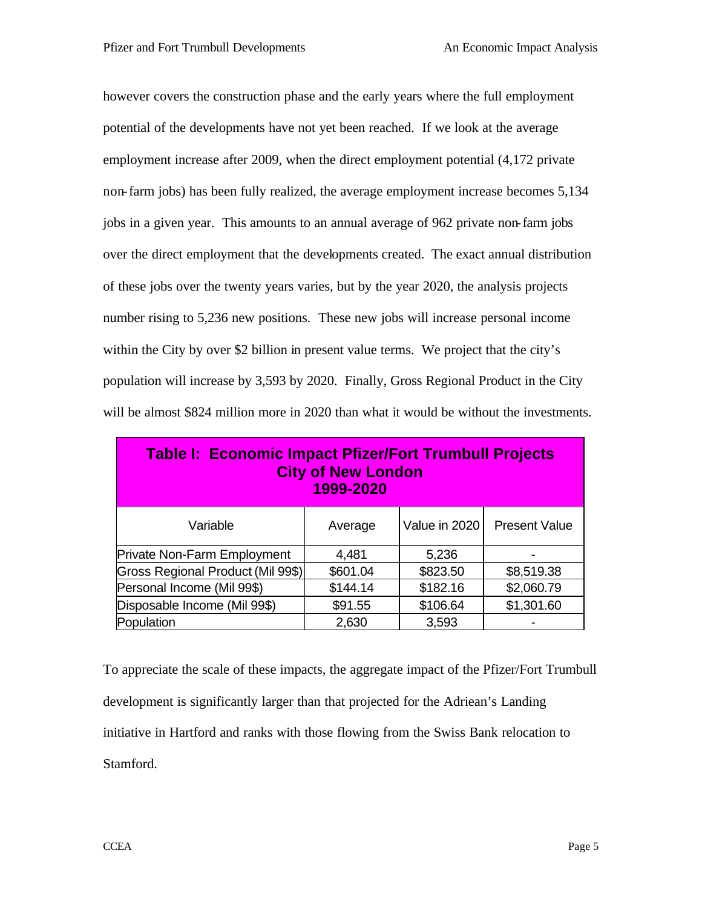however covers the construction phase and the early years where the full employment potential of the developments have not yet been reached. If we look at the average employment increase after 2009, when the direct employment potential (4,172 private non-farm jobs) has been fully realized, the average employment increase becomes 5,134 jobs in a given year. This amounts to an annual average of 962 private non-farm jobs over the direct employment that the developments created. The exact annual distribution of these jobs over the twenty years varies, but by the year 2020, the analysis projects number rising to 5,236 new positions. These new jobs will increase personal income within the City by over $2 billion in present value terms. We project that the city's population will increase by 3,593 by 2020. Finally, Gross Regional Product in the City will be almost $824 million more in 2020 than what it would be without the investments.

**Table I: Economic Impact Pfizer/Fort Trumbull Projects City of New London 1999-2020**

| Variable | Average | Value in 2020 | Present Value |
|---|---|---|---|
| Private Non-Farm Employment | 4,481 | 5,236 | - |
| Gross Regional Product (Mil 99$) | $601.04 | $823.50 | $8,519.38 |
| Personal Income (Mil 99$) | $144.14 | $182.16 | $2,060.79 |
| Disposable Income (Mil 99$) | $91.55 | $106.64 | $1,301.60 |
| Population | 2,630 | 3,593 | - |

To appreciate the scale of these impacts, the aggregate impact of the Pfizer/Fort Trumbull development is significantly larger than that projected for the Adriean's Landing initiative in Hartford and ranks with those flowing from the Swiss Bank relocation to Stamford.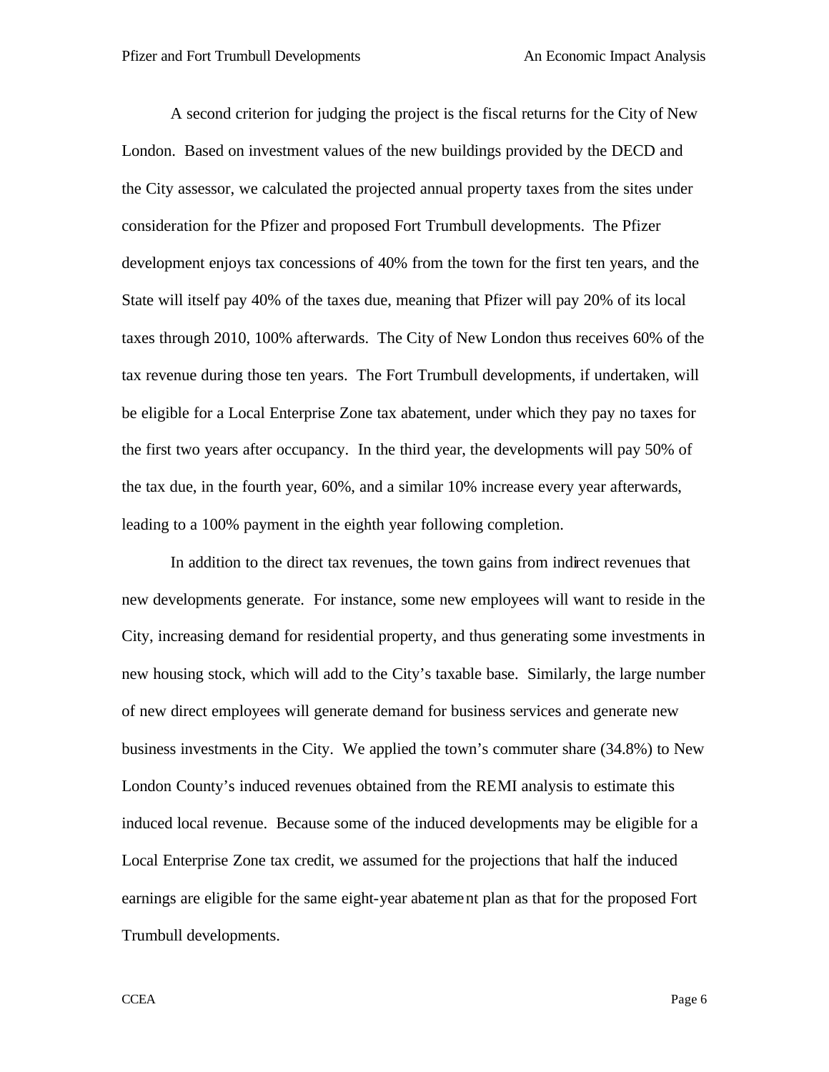A second criterion for judging the project is the fiscal returns for the City of New London. Based on investment values of the new buildings provided by the DECD and the City assessor, we calculated the projected annual property taxes from the sites under consideration for the Pfizer and proposed Fort Trumbull developments. The Pfizer development enjoys tax concessions of 40% from the town for the first ten years, and the State will itself pay 40% of the taxes due, meaning that Pfizer will pay 20% of its local taxes through 2010, 100% afterwards. The City of New London thus receives 60% of the tax revenue during those ten years. The Fort Trumbull developments, if undertaken, will be eligible for a Local Enterprise Zone tax abatement, under which they pay no taxes for the first two years after occupancy. In the third year, the developments will pay 50% of the tax due, in the fourth year, 60%, and a similar 10% increase every year afterwards, leading to a 100% payment in the eighth year following completion.

In addition to the direct tax revenues, the town gains from indirect revenues that new developments generate. For instance, some new employees will want to reside in the City, increasing demand for residential property, and thus generating some investments in new housing stock, which will add to the City's taxable base. Similarly, the large number of new direct employees will generate demand for business services and generate new business investments in the City. We applied the town's commuter share (34.8%) to New London County's induced revenues obtained from the REMI analysis to estimate this induced local revenue. Because some of the induced developments may be eligible for a Local Enterprise Zone tax credit, we assumed for the projections that half the induced earnings are eligible for the same eight-year abatement plan as that for the proposed Fort Trumbull developments.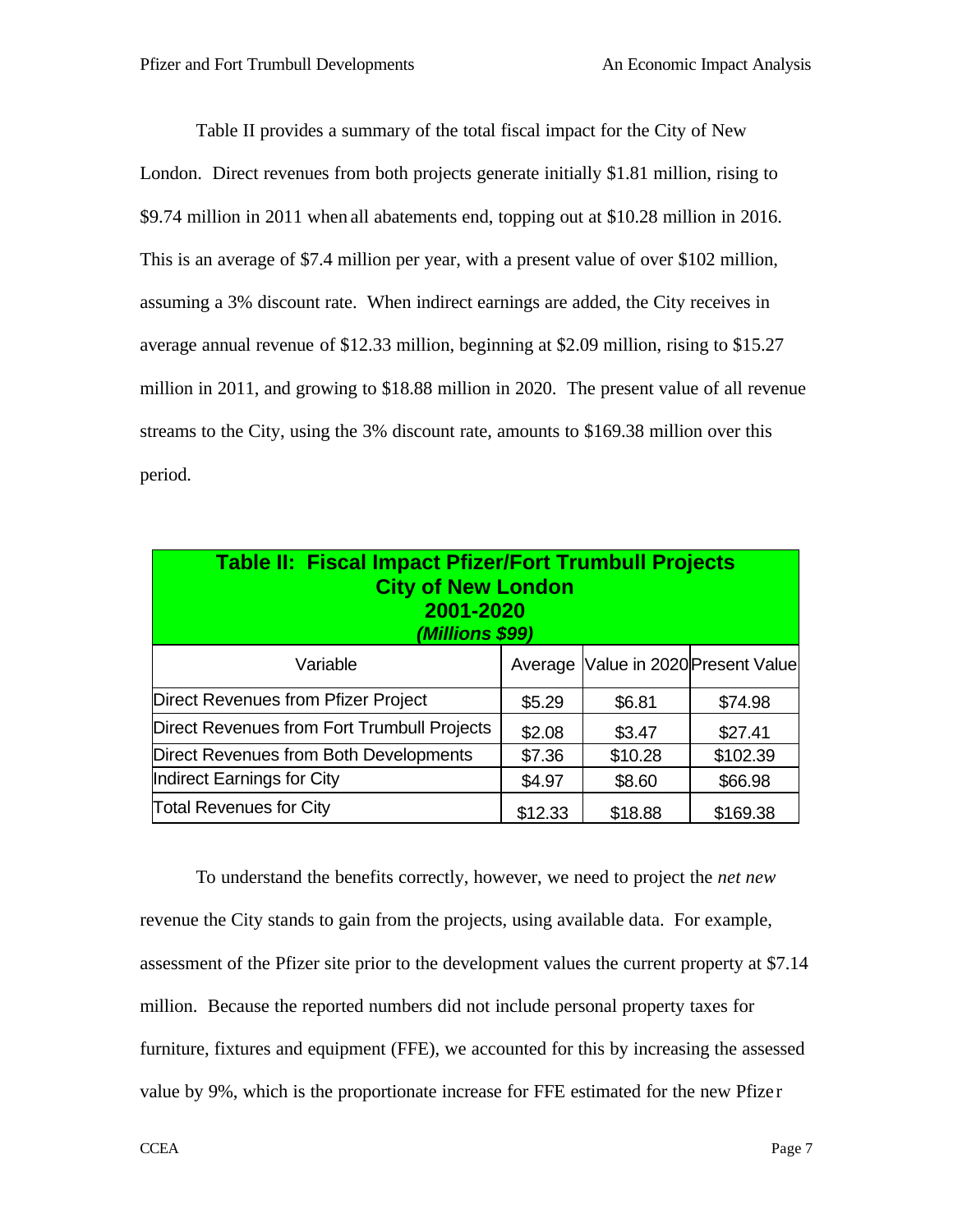Table II provides a summary of the total fiscal impact for the City of New London. Direct revenues from both projects generate initially $1.81 million, rising to $9.74 million in 2011 when all abatements end, topping out at $10.28 million in 2016. This is an average of $7.4 million per year, with a present value of over $102 million, assuming a 3% discount rate. When indirect earnings are added, the City receives in average annual revenue of $12.33 million, beginning at $2.09 million, rising to $15.27 million in 2011, and growing to $18.88 million in 2020. The present value of all revenue streams to the City, using the 3% discount rate, amounts to $169.38 million over this period.

**Table II: Fiscal Impact Pfizer/Fort Trumbull Projects**
**City of New London**
**2001-2020**
***(Millions $99)***

| Variable | Average | Value in 2020 | Present Value |
|---|---|---|---|
| Direct Revenues from Pfizer Project | $5.29 | $6.81 | $74.98 |
| Direct Revenues from Fort Trumbull Projects | $2.08 | $3.47 | $27.41 |
| Direct Revenues from Both Developments | $7.36 | $10.28 | $102.39 |
| Indirect Earnings for City | $4.97 | $8.60 | $66.98 |
| Total Revenues for City | $12.33 | $18.88 | $169.38 |

To understand the benefits correctly, however, we need to project the *net new* revenue the City stands to gain from the projects, using available data. For example, assessment of the Pfizer site prior to the development values the current property at $7.14 million. Because the reported numbers did not include personal property taxes for furniture, fixtures and equipment (FFE), we accounted for this by increasing the assessed value by 9%, which is the proportionate increase for FFE estimated for the new Pfizer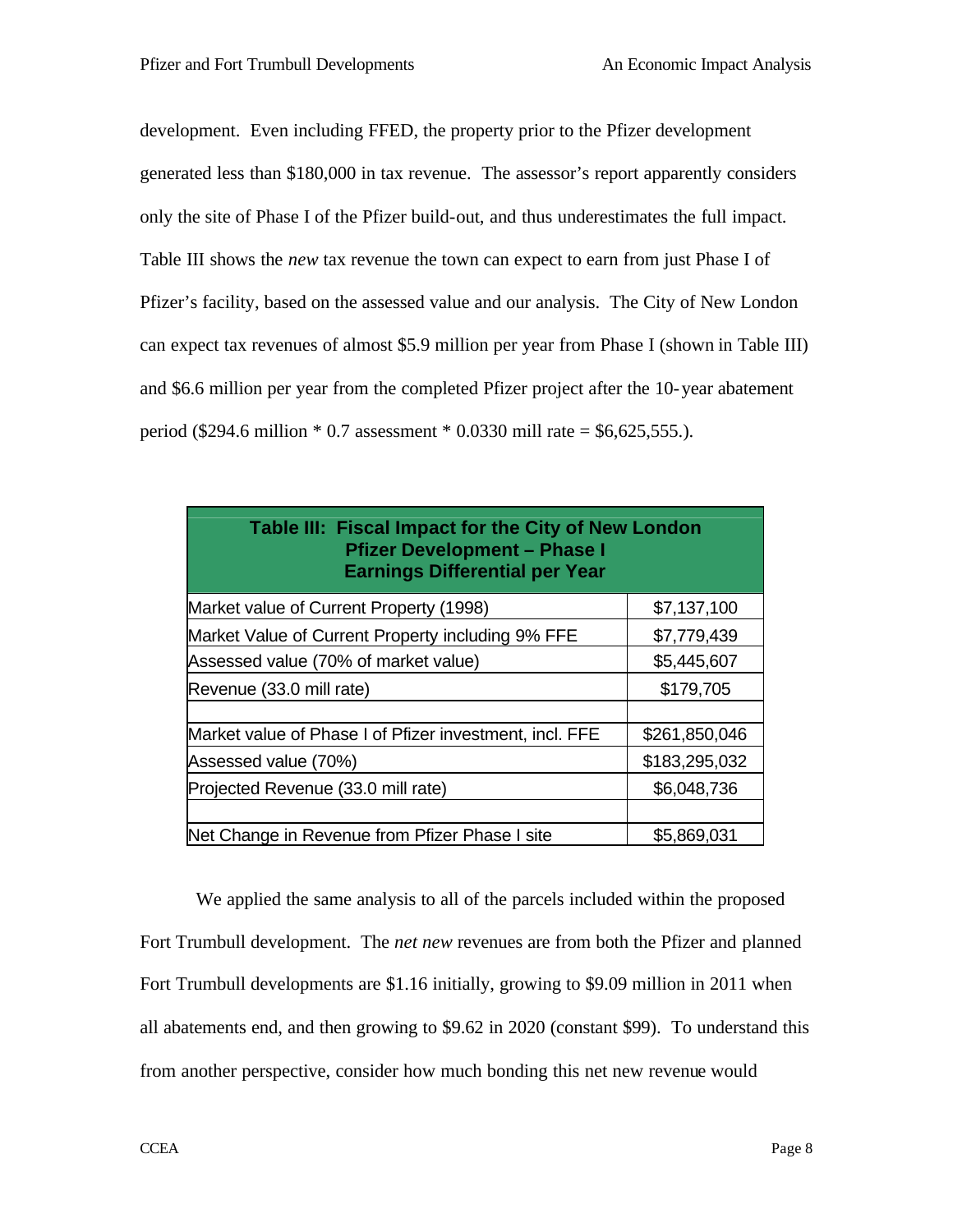development. Even including FFED, the property prior to the Pfizer development generated less than $180,000 in tax revenue. The assessor's report apparently considers only the site of Phase I of the Pfizer build-out, and thus underestimates the full impact. Table III shows the *new* tax revenue the town can expect to earn from just Phase I of Pfizer's facility, based on the assessed value and our analysis. The City of New London can expect tax revenues of almost $5.9 million per year from Phase I (shown in Table III) and $6.6 million per year from the completed Pfizer project after the 10-year abatement period ($294.6 million * 0.7 assessment * 0.0330 mill rate = $6,625,555.).

| Table III: Fiscal Impact for the City of New London<br>Pfizer Development – Phase I<br>Earnings Differential per Year | |
|---|---|
| Market value of Current Property (1998) | $7,137,100 |
| Market Value of Current Property including 9% FFE | $7,779,439 |
| Assessed value (70% of market value) | $5,445,607 |
| Revenue (33.0 mill rate) | $179,705 |
| | |
| Market value of Phase I of Pfizer investment, incl. FFE | $261,850,046 |
| Assessed value (70%) | $183,295,032 |
| Projected Revenue (33.0 mill rate) | $6,048,736 |
| | |
| Net Change in Revenue from Pfizer Phase I site | $5,869,031 |

We applied the same analysis to all of the parcels included within the proposed Fort Trumbull development. The *net new* revenues are from both the Pfizer and planned Fort Trumbull developments are $1.16 initially, growing to $9.09 million in 2011 when all abatements end, and then growing to $9.62 in 2020 (constant $99). To understand this from another perspective, consider how much bonding this net new revenue would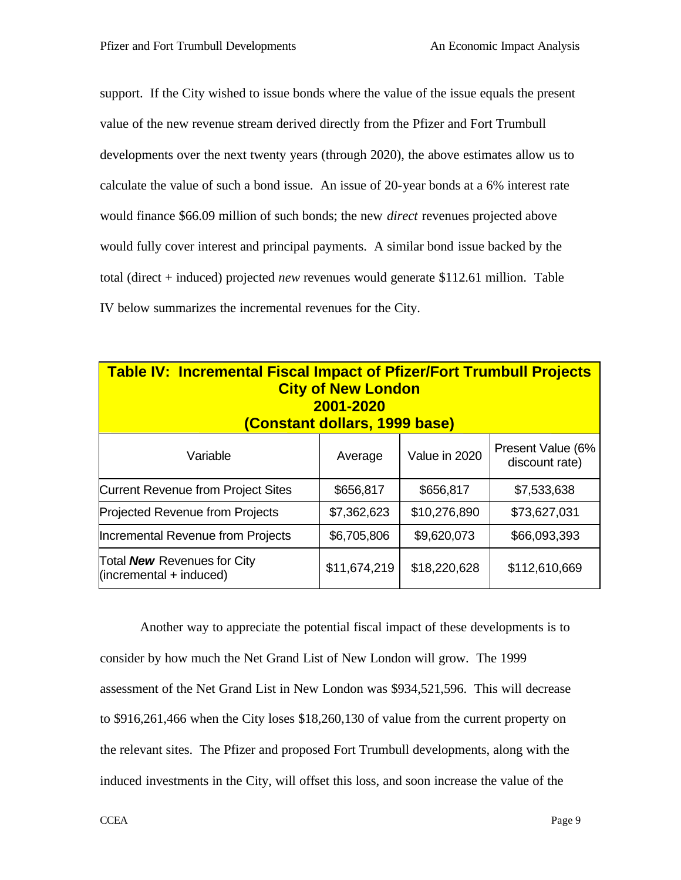support. If the City wished to issue bonds where the value of the issue equals the present value of the new revenue stream derived directly from the Pfizer and Fort Trumbull developments over the next twenty years (through 2020), the above estimates allow us to calculate the value of such a bond issue. An issue of 20-year bonds at a 6% interest rate would finance $66.09 million of such bonds; the new *direct* revenues projected above would fully cover interest and principal payments. A similar bond issue backed by the total (direct + induced) projected *new* revenues would generate $112.61 million. Table IV below summarizes the incremental revenues for the City.

**Table IV: Incremental Fiscal Impact of Pfizer/Fort Trumbull Projects**
**City of New London**
**2001-2020**
**(Constant dollars, 1999 base)**

| Variable | Average | Value in 2020 | Present Value (6% discount rate) |
|---|---|---|---|
| Current Revenue from Project Sites | $656,817 | $656,817 | $7,533,638 |
| Projected Revenue from Projects | $7,362,623 | $10,276,890 | $73,627,031 |
| Incremental Revenue from Projects | $6,705,806 | $9,620,073 | $66,093,393 |
| Total ***New*** Revenues for City (incremental + induced) | $11,674,219 | $18,220,628 | $112,610,669 |

Another way to appreciate the potential fiscal impact of these developments is to consider by how much the Net Grand List of New London will grow. The 1999 assessment of the Net Grand List in New London was $934,521,596. This will decrease to $916,261,466 when the City loses $18,260,130 of value from the current property on the relevant sites. The Pfizer and proposed Fort Trumbull developments, along with the induced investments in the City, will offset this loss, and soon increase the value of the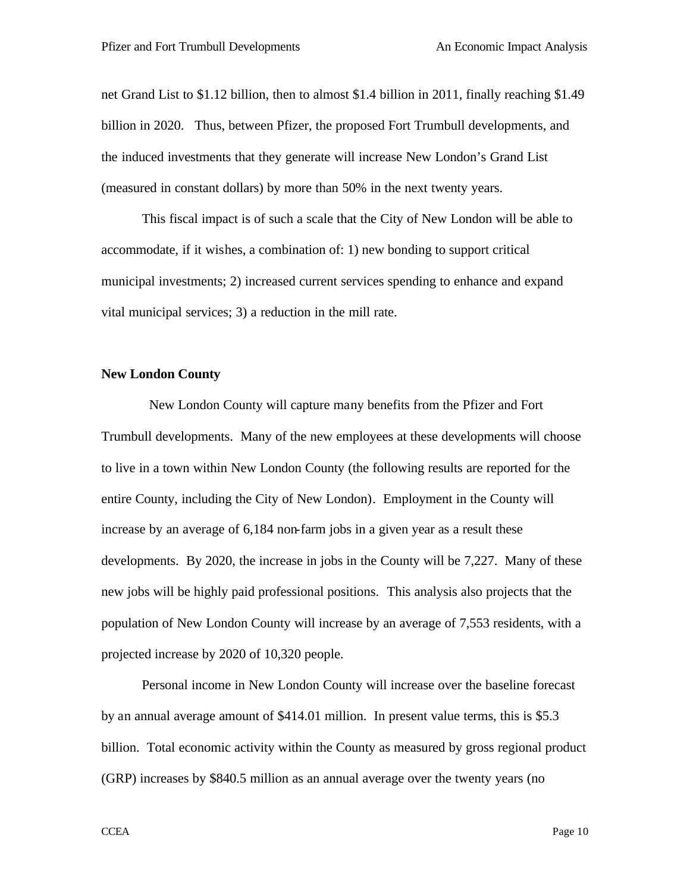net Grand List to $1.12 billion, then to almost $1.4 billion in 2011, finally reaching $1.49 billion in 2020. Thus, between Pfizer, the proposed Fort Trumbull developments, and the induced investments that they generate will increase New London's Grand List (measured in constant dollars) by more than 50% in the next twenty years.

This fiscal impact is of such a scale that the City of New London will be able to accommodate, if it wishes, a combination of: 1) new bonding to support critical municipal investments; 2) increased current services spending to enhance and expand vital municipal services; 3) a reduction in the mill rate.

**New London County**

New London County will capture many benefits from the Pfizer and Fort Trumbull developments. Many of the new employees at these developments will choose to live in a town within New London County (the following results are reported for the entire County, including the City of New London). Employment in the County will increase by an average of 6,184 non-farm jobs in a given year as a result these developments. By 2020, the increase in jobs in the County will be 7,227. Many of these new jobs will be highly paid professional positions. This analysis also projects that the population of New London County will increase by an average of 7,553 residents, with a projected increase by 2020 of 10,320 people.

Personal income in New London County will increase over the baseline forecast by an annual average amount of $414.01 million. In present value terms, this is $5.3 billion. Total economic activity within the County as measured by gross regional product (GRP) increases by $840.5 million as an annual average over the twenty years (no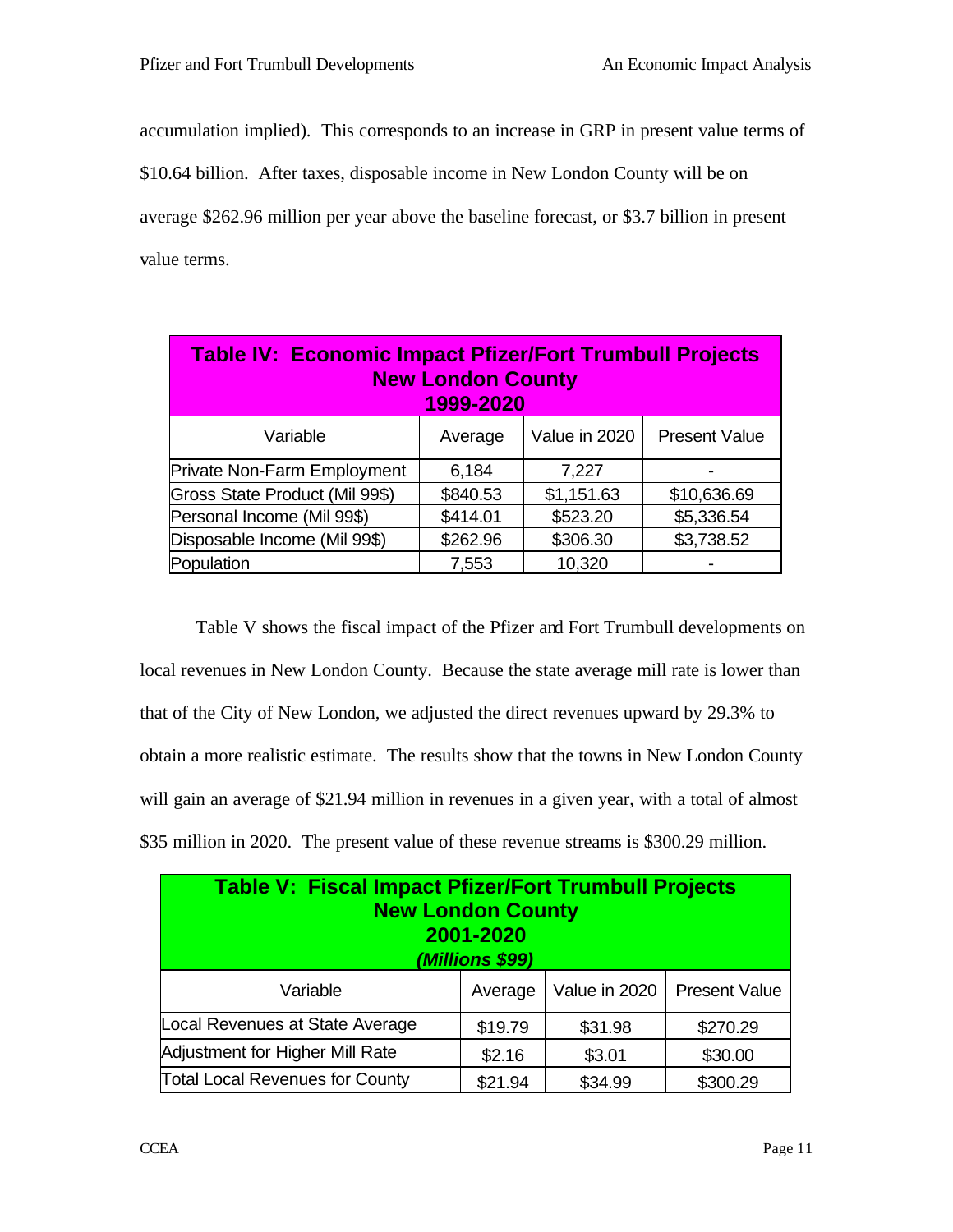accumulation implied). This corresponds to an increase in GRP in present value terms of $10.64 billion. After taxes, disposable income in New London County will be on average $262.96 million per year above the baseline forecast, or $3.7 billion in present value terms.

| **Table IV: Economic Impact Pfizer/Fort Trumbull Projects New London County 1999-2020** | | | |
|---|---|---|---|
| Variable | Average | Value in 2020 | Present Value |
| Private Non-Farm Employment | 6,184 | 7,227 | - |
| Gross State Product (Mil 99$) | $840.53 | $1,151.63 | $10,636.69 |
| Personal Income (Mil 99$) | $414.01 | $523.20 | $5,336.54 |
| Disposable Income (Mil 99$) | $262.96 | $306.30 | $3,738.52 |
| Population | 7,553 | 10,320 | - |

Table V shows the fiscal impact of the Pfizer and Fort Trumbull developments on local revenues in New London County. Because the state average mill rate is lower than that of the City of New London, we adjusted the direct revenues upward by 29.3% to obtain a more realistic estimate. The results show that the towns in New London County will gain an average of $21.94 million in revenues in a given year, with a total of almost $35 million in 2020. The present value of these revenue streams is $300.29 million.

| **Table V: Fiscal Impact Pfizer/Fort Trumbull Projects New London County 2001-2020 *(Millions $99)*** | | | |
|---|---|---|---|
| Variable | Average | Value in 2020 | Present Value |
| Local Revenues at State Average | $19.79 | $31.98 | $270.29 |
| Adjustment for Higher Mill Rate | $2.16 | $3.01 | $30.00 |
| Total Local Revenues for County | $21.94 | $34.99 | $300.29 |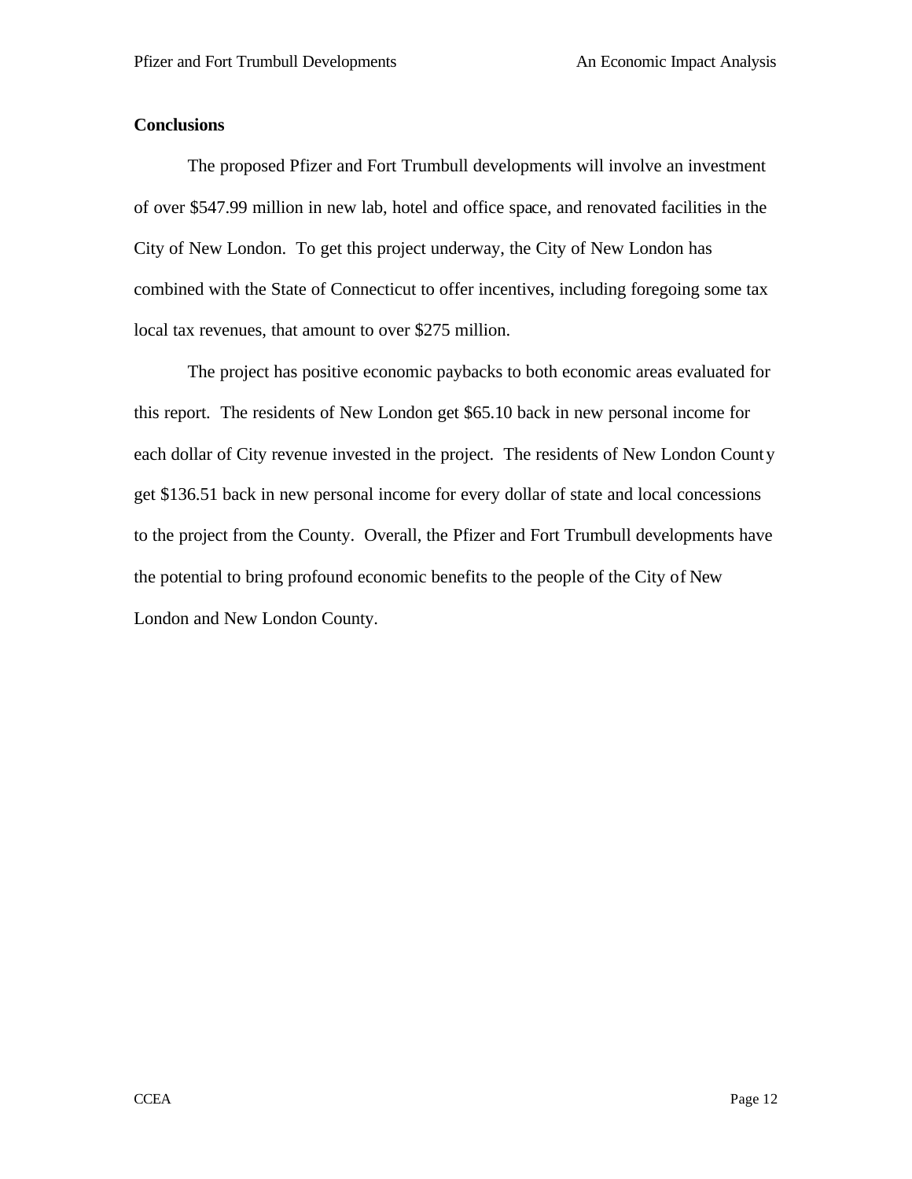**Conclusions**

The proposed Pfizer and Fort Trumbull developments will involve an investment of over $547.99 million in new lab, hotel and office space, and renovated facilities in the City of New London. To get this project underway, the City of New London has combined with the State of Connecticut to offer incentives, including foregoing some tax local tax revenues, that amount to over $275 million.

The project has positive economic paybacks to both economic areas evaluated for this report. The residents of New London get $65.10 back in new personal income for each dollar of City revenue invested in the project. The residents of New London County get $136.51 back in new personal income for every dollar of state and local concessions to the project from the County. Overall, the Pfizer and Fort Trumbull developments have the potential to bring profound economic benefits to the people of the City of New London and New London County.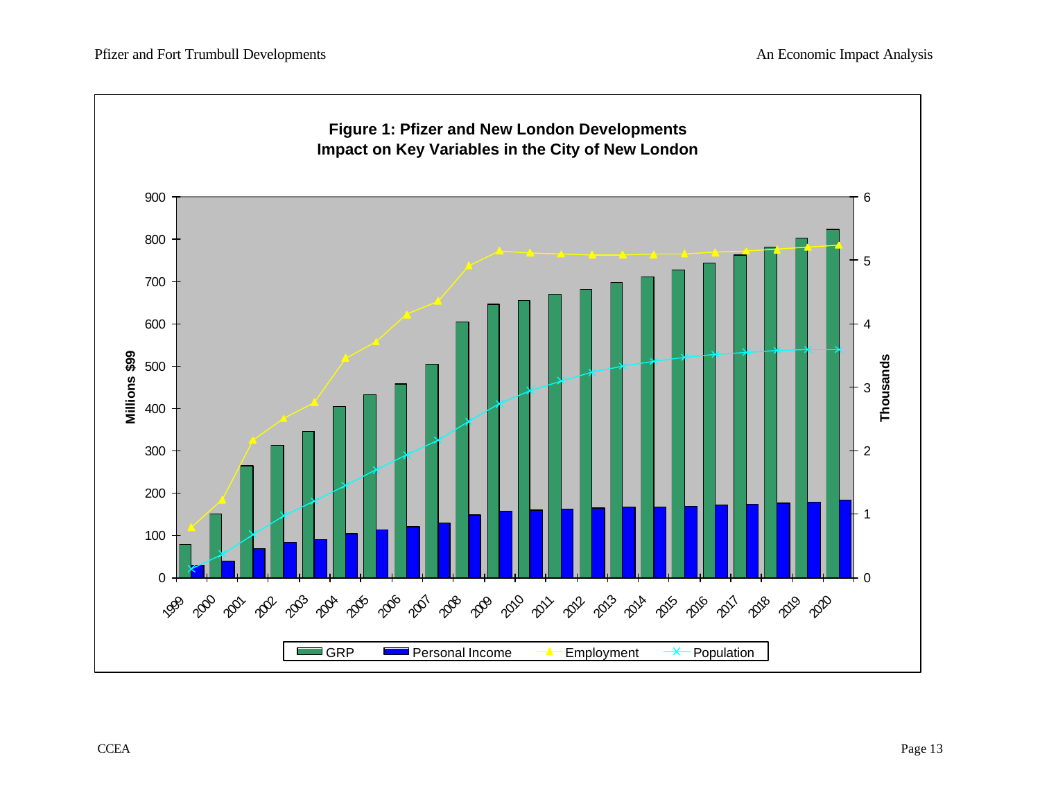**Figure 1: Pfizer and New London Developments**
**Impact on Key Variables in the City of New London**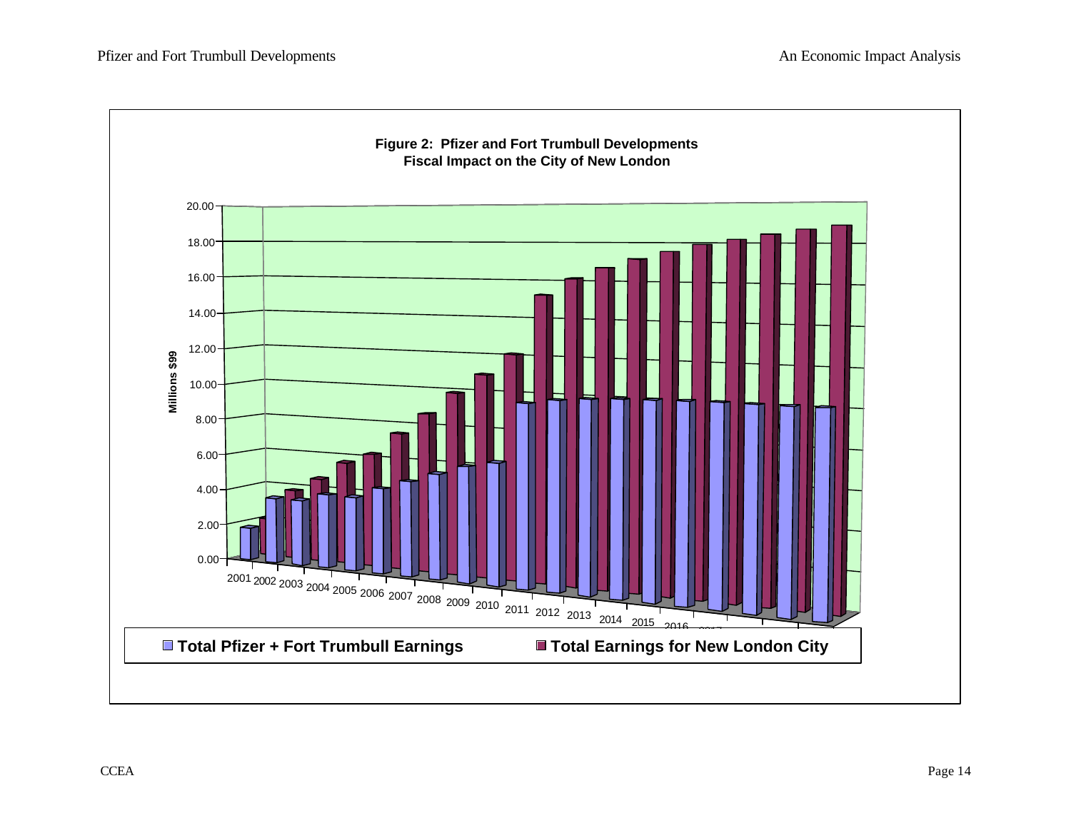**Figure 2: Pfizer and Fort Trumbull Developments**
**Fiscal Impact on the City of New London**

Millions $99

20.00
18.00
16.00
14.00
12.00
10.00
8.00
6.00
4.00
2.00
0.00

2001 2002 2003 2004 2005 2006 2007 2008 2009 2010 2011 2012 2013 2014 2015 2016

■ **Total Pfizer + Fort Trumbull Earnings** ■ **Total Earnings for New London City**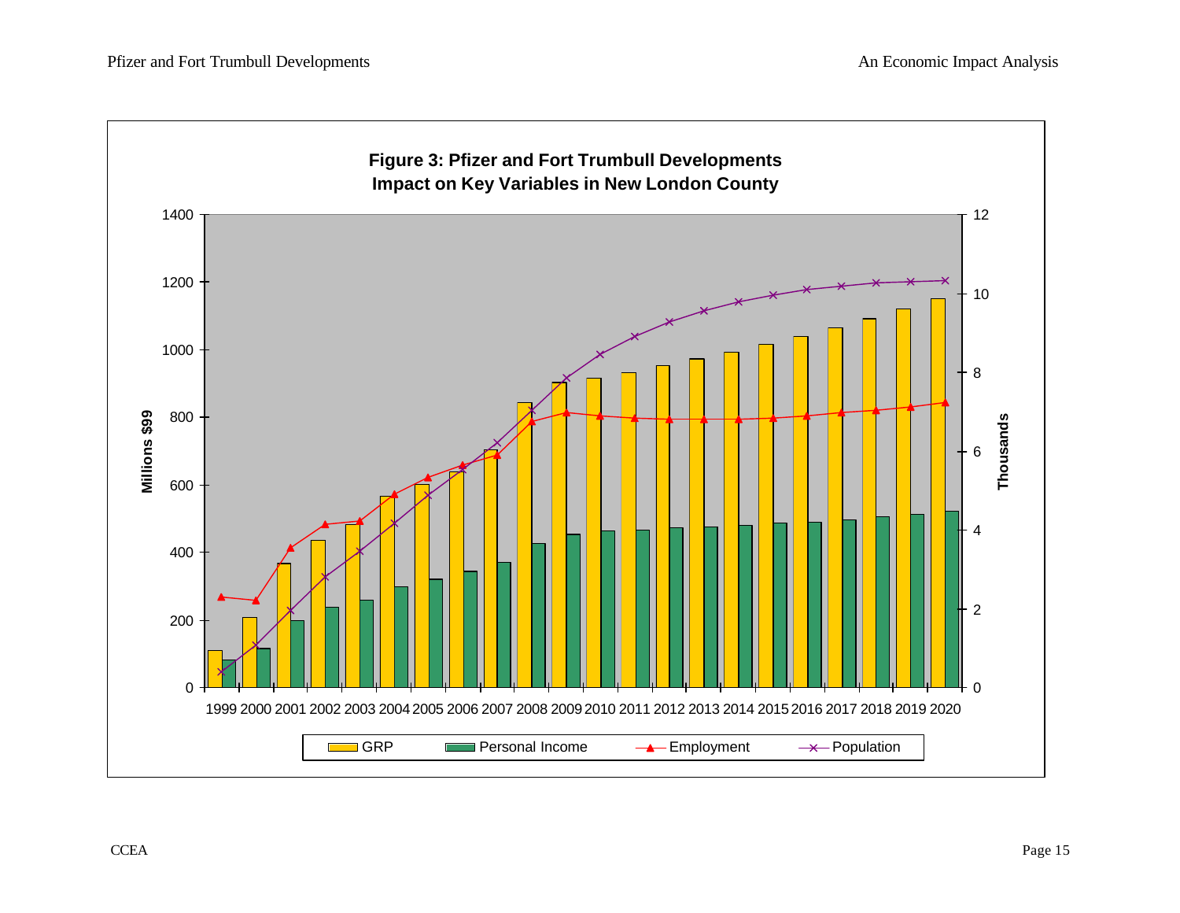**Figure 3: Pfizer and Fort Trumbull Developments**
**Impact on Key Variables in New London County**

Millions $99

0
200
400
600
800
1000
1200
1400

Thousands

0
2
4
6
8
10
12

1999 2000 2001 2002 2003 2004 2005 2006 2007 2008 2009 2010 2011 2012 2013 2014 2015 2016 2017 2018 2019 2020

GRP
Personal Income
Employment
Population